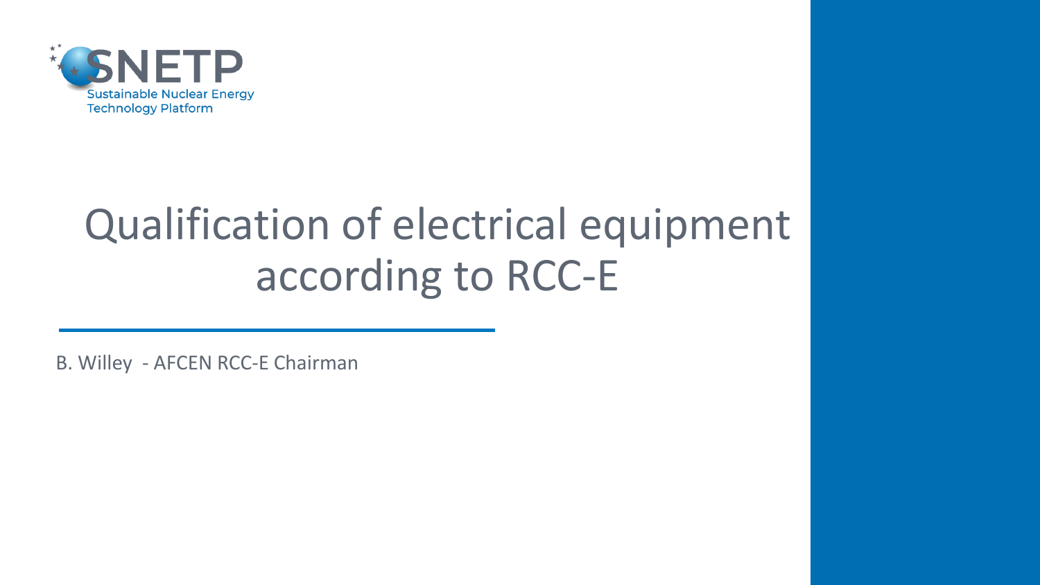SNETP

Sustainable Nuclear Energy Technology Platform

# Qualification of electrical equipment according to RCC-E

B. Willey - AFCEN RCC-E Chairman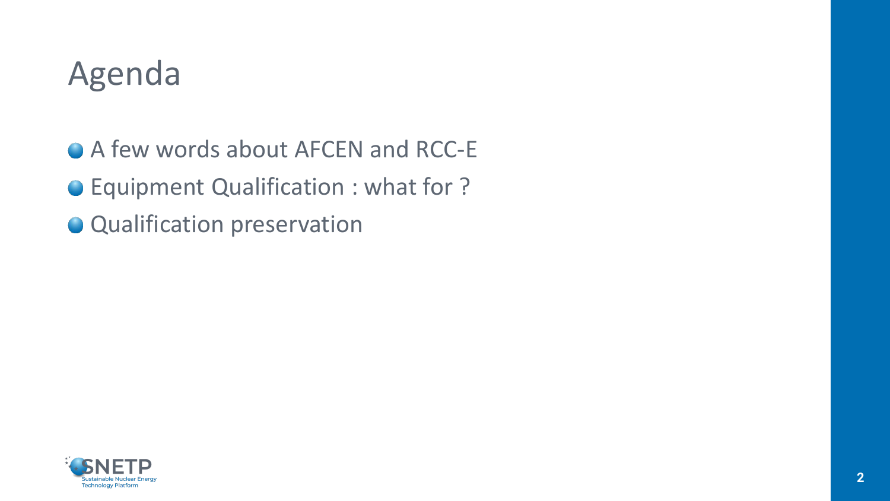# Agenda

- A few words about AFCEN and RCC-E
- Equipment Qualification : what for ?
- Qualification preservation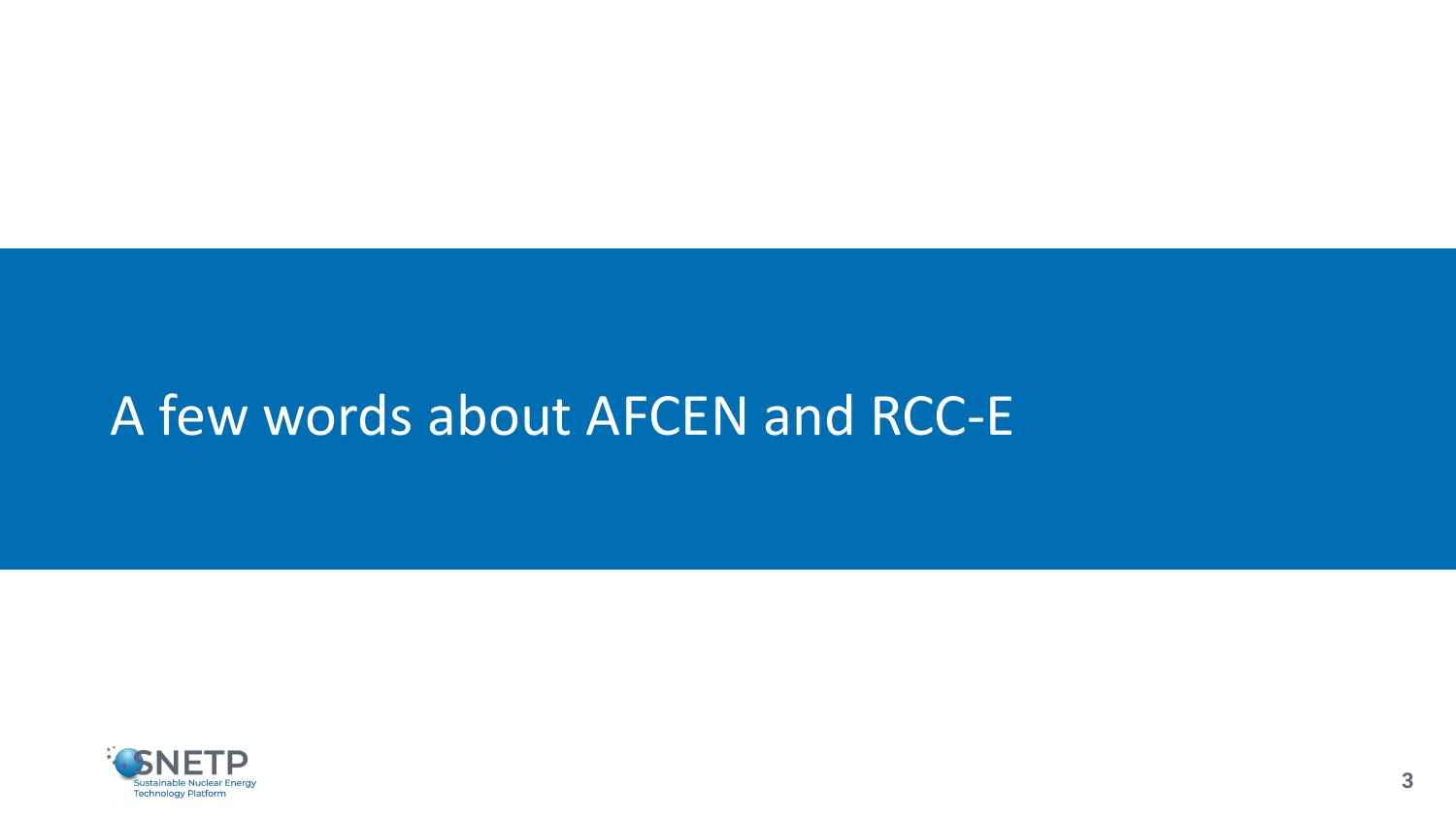# A few words about AFCEN and RCC-E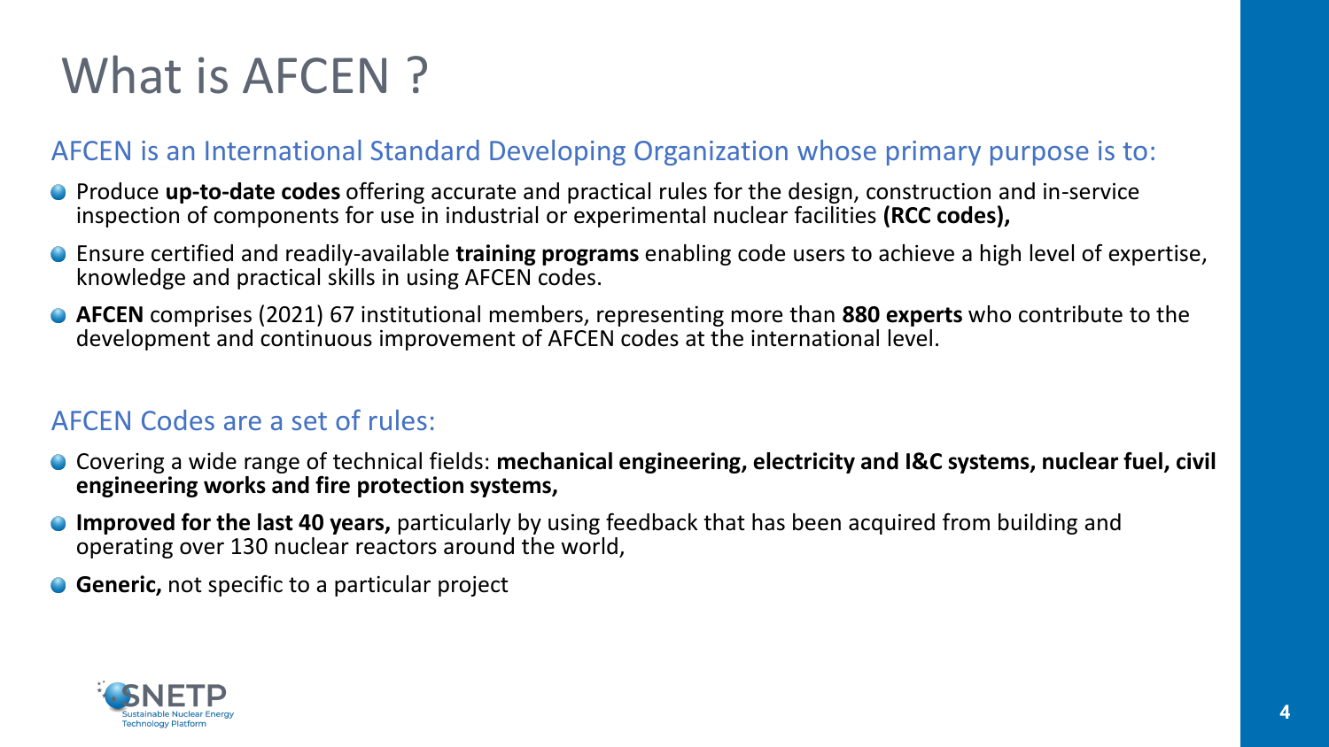# What is AFCEN ?

## AFCEN is an International Standard Developing Organization whose primary purpose is to:

- Produce **up-to-date codes** offering accurate and practical rules for the design, construction and in-service inspection of components for use in industrial or experimental nuclear facilities **(RCC codes),**
- Ensure certified and readily-available **training programs** enabling code users to achieve a high level of expertise, knowledge and practical skills in using AFCEN codes.
- **AFCEN** comprises (2021) 67 institutional members, representing more than **880 experts** who contribute to the development and continuous improvement of AFCEN codes at the international level.

## AFCEN Codes are a set of rules:

- Covering a wide range of technical fields: **mechanical engineering, electricity and I&C systems, nuclear fuel, civil engineering works and fire protection systems,**
- **Improved for the last 40 years,** particularly by using feedback that has been acquired from building and operating over 130 nuclear reactors around the world,
- **Generic,** not specific to a particular project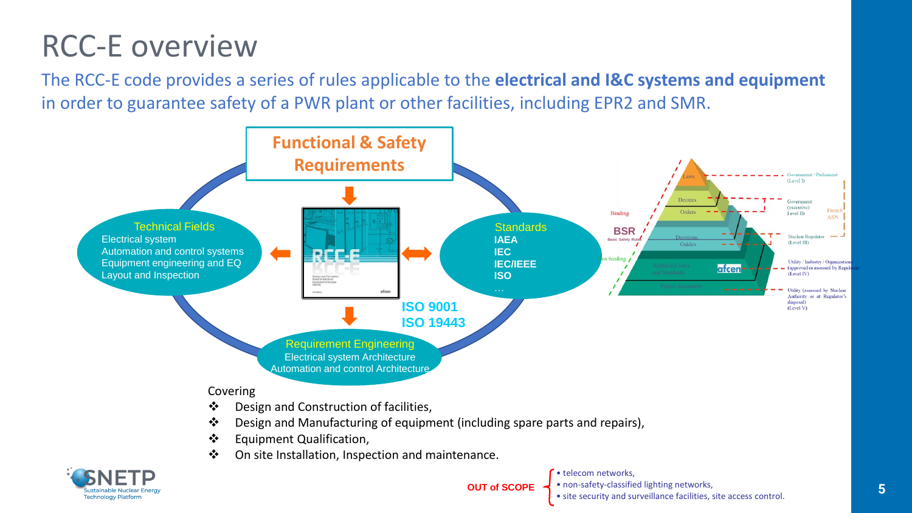# RCC-E overview

The RCC-E code provides a series of rules applicable to the **electrical and I&C systems and equipment** in order to guarantee safety of a PWR plant or other facilities, including EPR2 and SMR.

**Functional & Safety Requirements**

**Technical Fields**
- Electrical system
- Automation and control systems
- Equipment engineering and EQ
- Layout and Inspection

**Standards**
- IAEA
- IEC
- IEC/IEEE
- ISO
- …

**ISO 9001**
**ISO 19443**

**Requirement Engineering**
- Electrical system Architecture
- Automation and control Architecture

Covering
- ❖ Design and Construction of facilities,
- ❖ Design and Manufacturing of equipment (including spare parts and repairs),
- ❖ Equipment Qualification,
- ❖ On site Installation, Inspection and maintenance.

**OUT of SCOPE**
- telecom networks,
- non-safety-classified lighting networks,
- site security and surveillance facilities, site access control.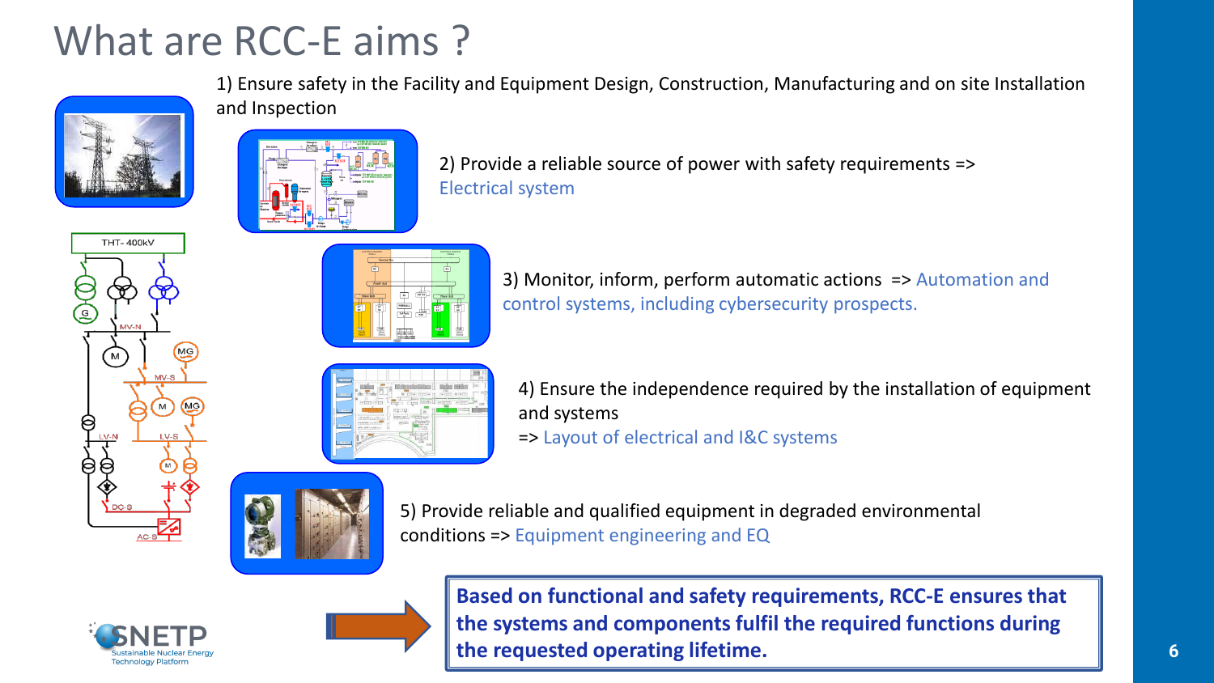# What are RCC-E aims ?

1) Ensure safety in the Facility and Equipment Design, Construction, Manufacturing and on site Installation and Inspection

2) Provide a reliable source of power with safety requirements => Electrical system

3) Monitor, inform, perform automatic actions => Automation and control systems, including cybersecurity prospects.

4) Ensure the independence required by the installation of equipment and systems
=> Layout of electrical and I&C systems

5) Provide reliable and qualified equipment in degraded environmental conditions => Equipment engineering and EQ

**Based on functional and safety requirements, RCC-E ensures that the systems and components fulfil the required functions during the requested operating lifetime.**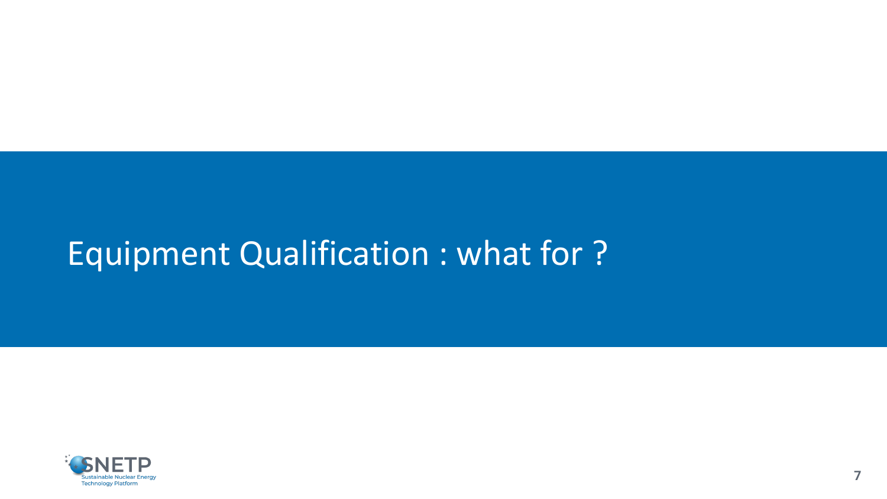# Equipment Qualification : what for ?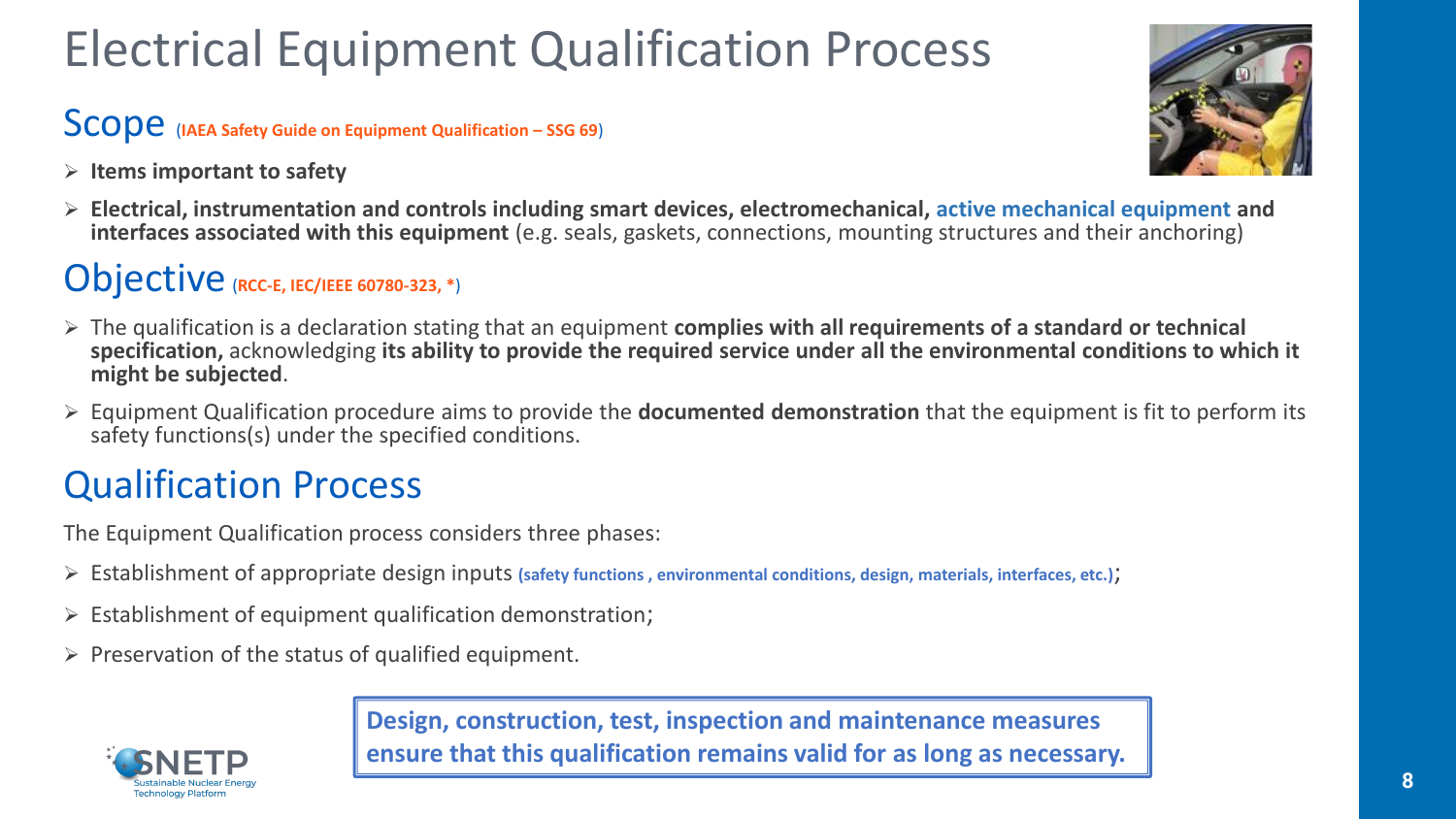# Electrical Equipment Qualification Process

## Scope (IAEA Safety Guide on Equipment Qualification – SSG 69)

- **Items important to safety**
- **Electrical, instrumentation and controls including smart devices, electromechanical, active mechanical equipment and interfaces associated with this equipment** (e.g. seals, gaskets, connections, mounting structures and their anchoring)

## Objective (RCC-E, IEC/IEEE 60780-323, *)

- The qualification is a declaration stating that an equipment **complies with all requirements of a standard or technical specification,** acknowledging **its ability to provide the required service under all the environmental conditions to which it might be subjected**.
- Equipment Qualification procedure aims to provide the **documented demonstration** that the equipment is fit to perform its safety functions(s) under the specified conditions.

## Qualification Process

The Equipment Qualification process considers three phases:

- Establishment of appropriate design inputs **(safety functions , environmental conditions, design, materials, interfaces, etc.)**;
- Establishment of equipment qualification demonstration;
- Preservation of the status of qualified equipment.

**Design, construction, test, inspection and maintenance measures ensure that this qualification remains valid for as long as necessary.**

SNETP Sustainable Nuclear Energy Technology Platform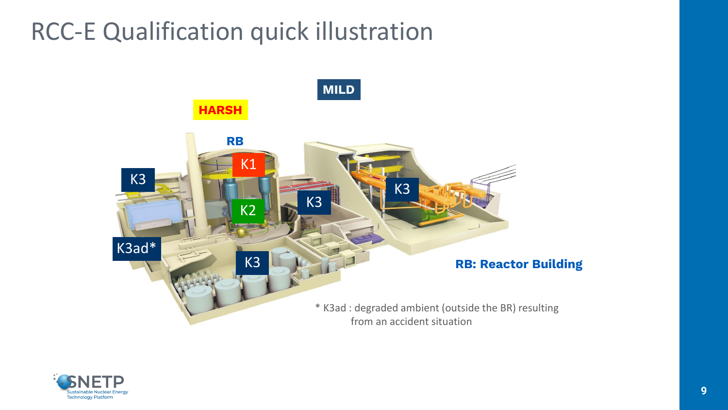# RCC-E Qualification quick illustration

MILD

HARSH

RB

K1

K2

K3

K3

K3

K3

K3ad*

RB: Reactor Building

* K3ad : degraded ambient (outside the BR) resulting from an accident situation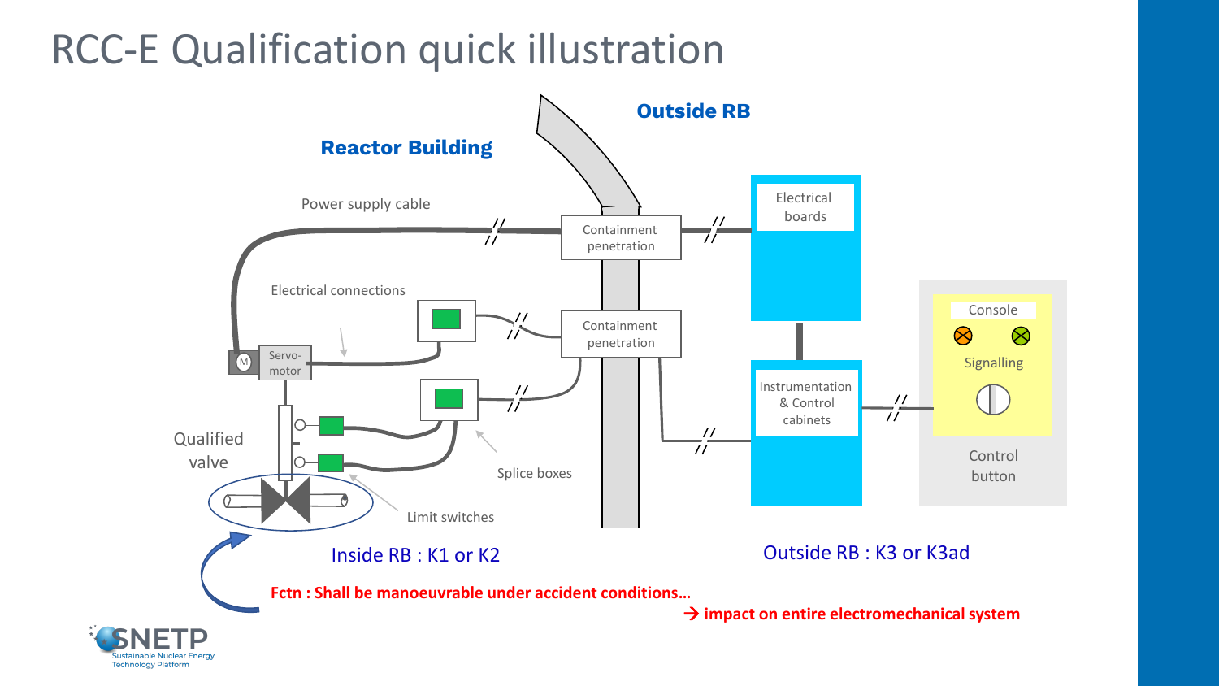# RCC-E Qualification quick illustration

**Reactor Building**

**Outside RB**

Power supply cable

Containment penetration

Electrical boards

Electrical connections

Containment penetration

Servo-motor

Qualified valve

Instrumentation & Control cabinets

Console

Signalling

Control button

Splice boxes

Limit switches

Inside RB : K1 or K2

Outside RB : K3 or K3ad

**Fctn : Shall be manoeuvrable under accident conditions…**

**→ impact on entire electromechanical system**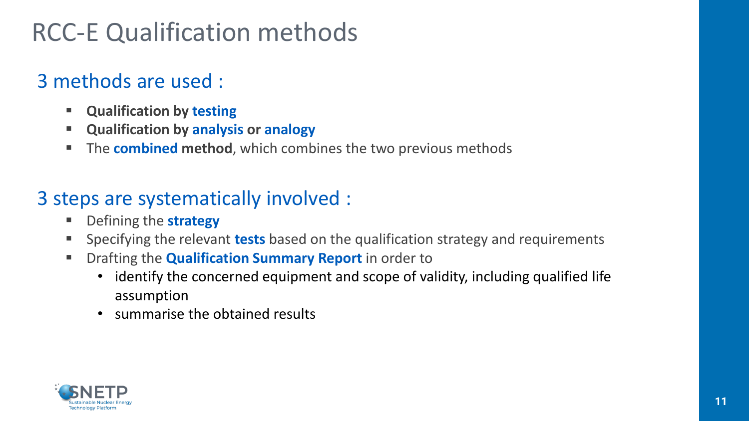# RCC-E Qualification methods

## 3 methods are used :

- **Qualification by testing**
- **Qualification by analysis or analogy**
- The **combined method**, which combines the two previous methods

## 3 steps are systematically involved :

- Defining the **strategy**
- Specifying the relevant **tests** based on the qualification strategy and requirements
- Drafting the **Qualification Summary Report** in order to
  - identify the concerned equipment and scope of validity, including qualified life assumption
  - summarise the obtained results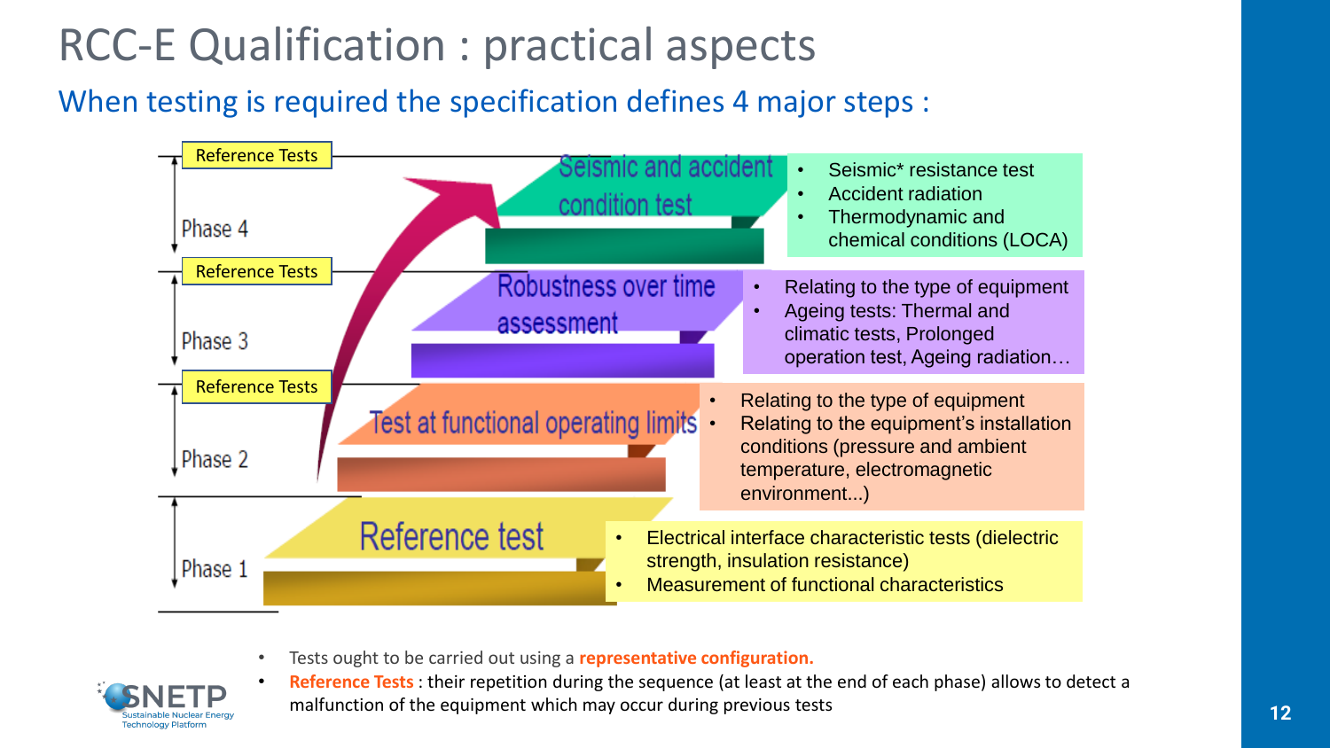# RCC-E Qualification : practical aspects

## When testing is required the specification defines 4 major steps :

**Phase 4** — Reference Tests

**Seismic and accident condition test**
- Seismic* resistance test
- Accident radiation
- Thermodynamic and chemical conditions (LOCA)

**Phase 3** — Reference Tests

**Robustness over time assessment**
- Relating to the type of equipment
- Ageing tests: Thermal and climatic tests, Prolonged operation test, Ageing radiation…

**Phase 2** — Reference Tests

**Test at functional operating limits**
- Relating to the type of equipment
- Relating to the equipment's installation conditions (pressure and ambient temperature, electromagnetic environment...)

**Phase 1**

**Reference test**
- Electrical interface characteristic tests (dielectric strength, insulation resistance)
- Measurement of functional characteristics

---

- Tests ought to be carried out using a **representative configuration.**
- **Reference Tests** : their repetition during the sequence (at least at the end of each phase) allows to detect a malfunction of the equipment which may occur during previous tests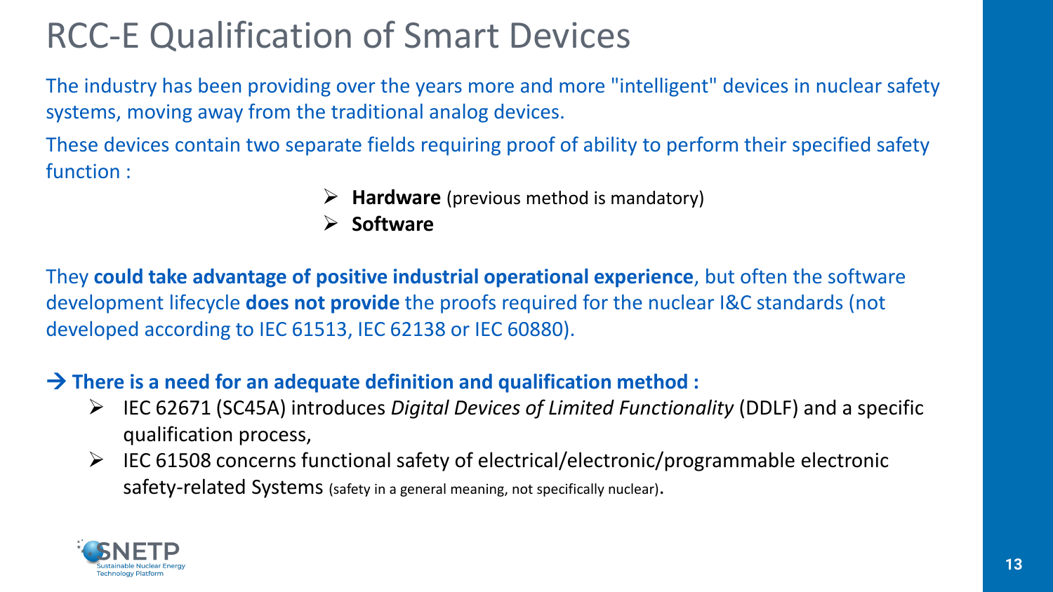# RCC-E Qualification of Smart Devices

The industry has been providing over the years more and more "intelligent" devices in nuclear safety systems, moving away from the traditional analog devices.

These devices contain two separate fields requiring proof of ability to perform their specified safety function :

- **Hardware** (previous method is mandatory)
- **Software**

They **could take advantage of positive industrial operational experience**, but often the software development lifecycle **does not provide** the proofs required for the nuclear I&C standards (not developed according to IEC 61513, IEC 62138 or IEC 60880).

**→ There is a need for an adequate definition and qualification method :**

- IEC 62671 (SC45A) introduces *Digital Devices of Limited Functionality* (DDLF) and a specific qualification process,
- IEC 61508 concerns functional safety of electrical/electronic/programmable electronic safety-related Systems (safety in a general meaning, not specifically nuclear).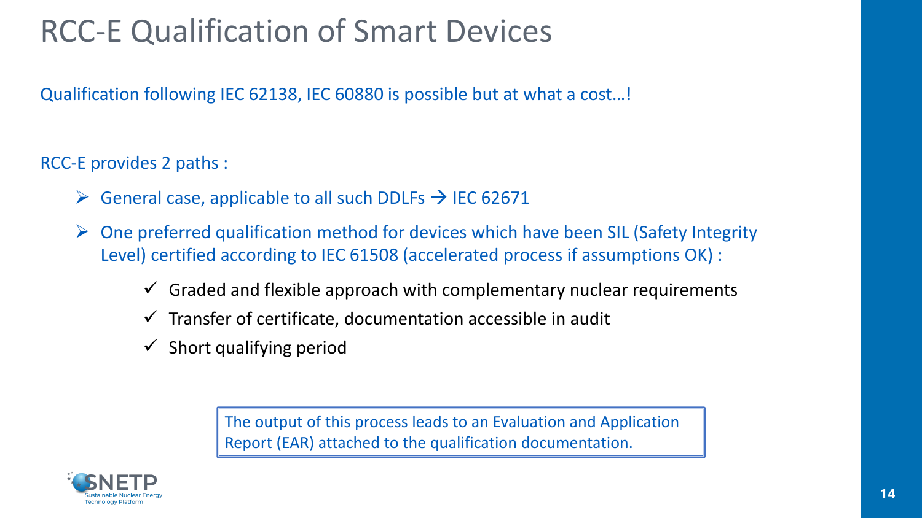# RCC-E Qualification of Smart Devices

Qualification following IEC 62138, IEC 60880 is possible but at what a cost…!

RCC-E provides 2 paths :

- General case, applicable to all such DDLFs → IEC 62671
- One preferred qualification method for devices which have been SIL (Safety Integrity Level) certified according to IEC 61508 (accelerated process if assumptions OK) :
  - ✓ Graded and flexible approach with complementary nuclear requirements
  - ✓ Transfer of certificate, documentation accessible in audit
  - ✓ Short qualifying period

The output of this process leads to an Evaluation and Application Report (EAR) attached to the qualification documentation.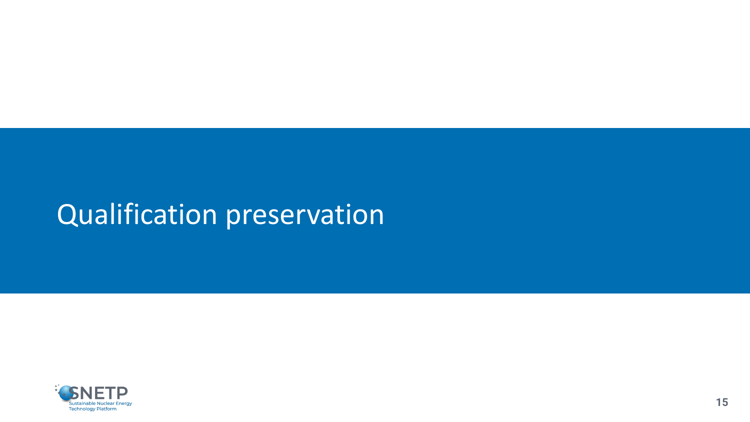# Qualification preservation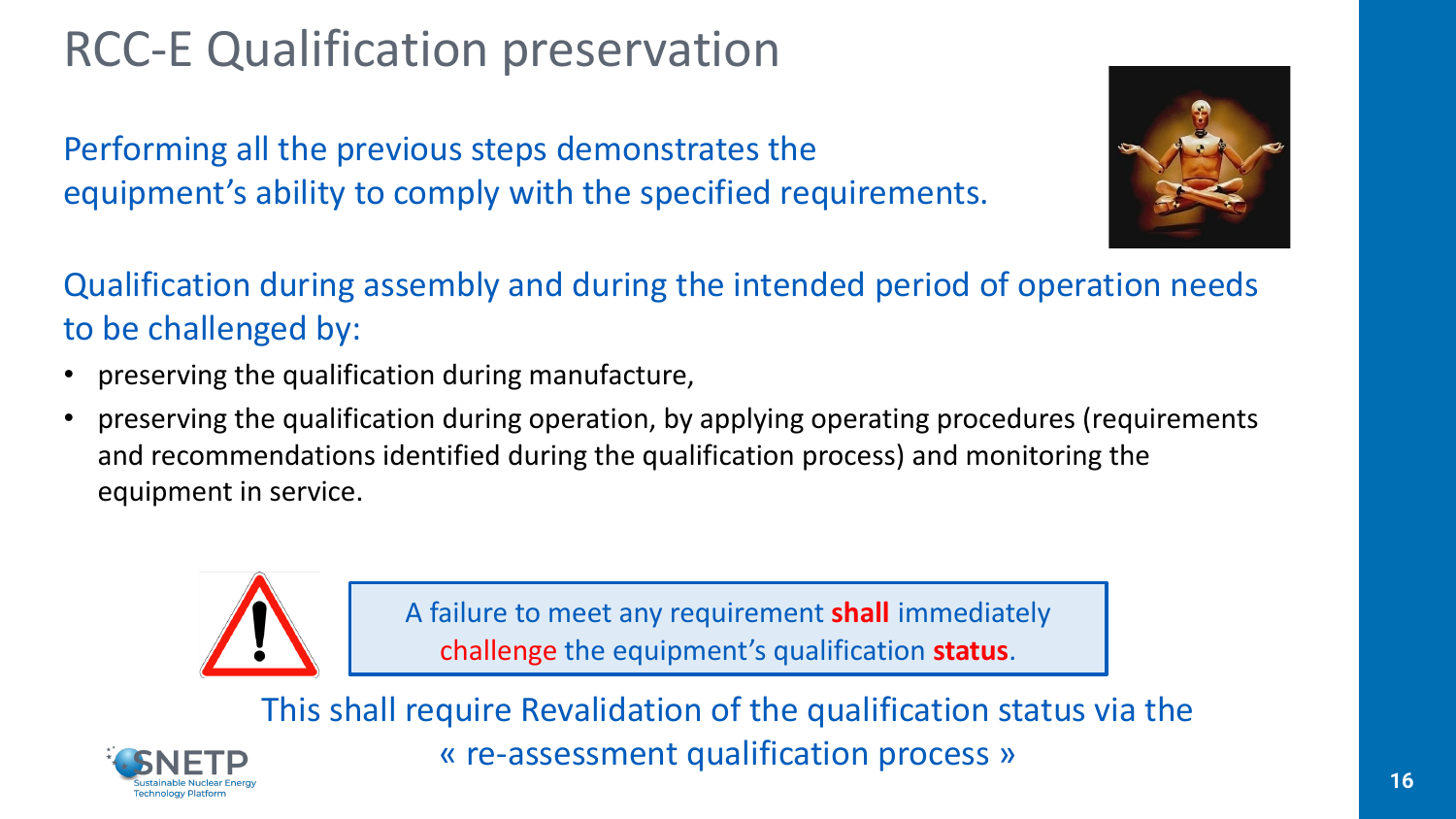# RCC-E Qualification preservation

Performing all the previous steps demonstrates the equipment's ability to comply with the specified requirements.

Qualification during assembly and during the intended period of operation needs to be challenged by:

- preserving the qualification during manufacture,
- preserving the qualification during operation, by applying operating procedures (requirements and recommendations identified during the qualification process) and monitoring the equipment in service.

> A failure to meet any requirement **shall** immediately challenge the equipment's qualification **status**.

This shall require Revalidation of the qualification status via the « re-assessment qualification process »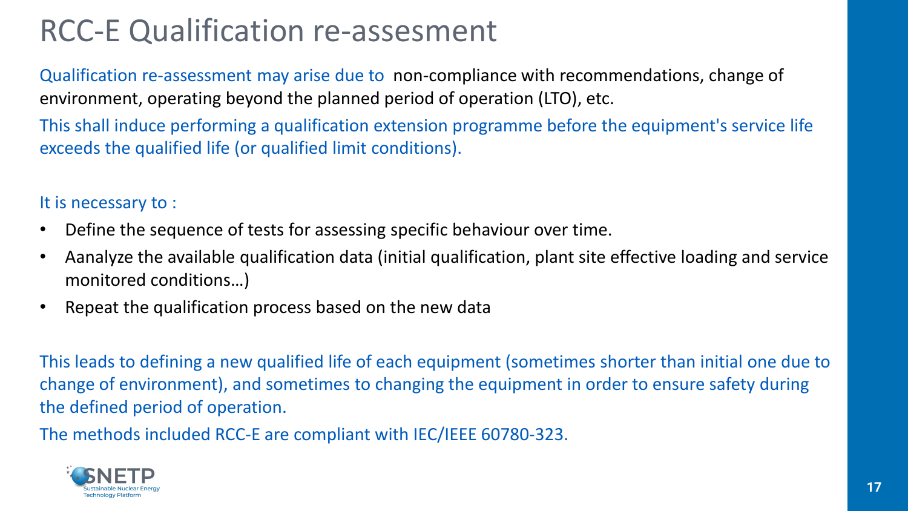# RCC-E Qualification re-assesment

Qualification re-assessment may arise due to non-compliance with recommendations, change of environment, operating beyond the planned period of operation (LTO), etc.

This shall induce performing a qualification extension programme before the equipment's service life exceeds the qualified life (or qualified limit conditions).

It is necessary to :

- Define the sequence of tests for assessing specific behaviour over time.
- Aanalyze the available qualification data (initial qualification, plant site effective loading and service monitored conditions…)
- Repeat the qualification process based on the new data

This leads to defining a new qualified life of each equipment (sometimes shorter than initial one due to change of environment), and sometimes to changing the equipment in order to ensure safety during the defined period of operation.

The methods included RCC-E are compliant with IEC/IEEE 60780-323.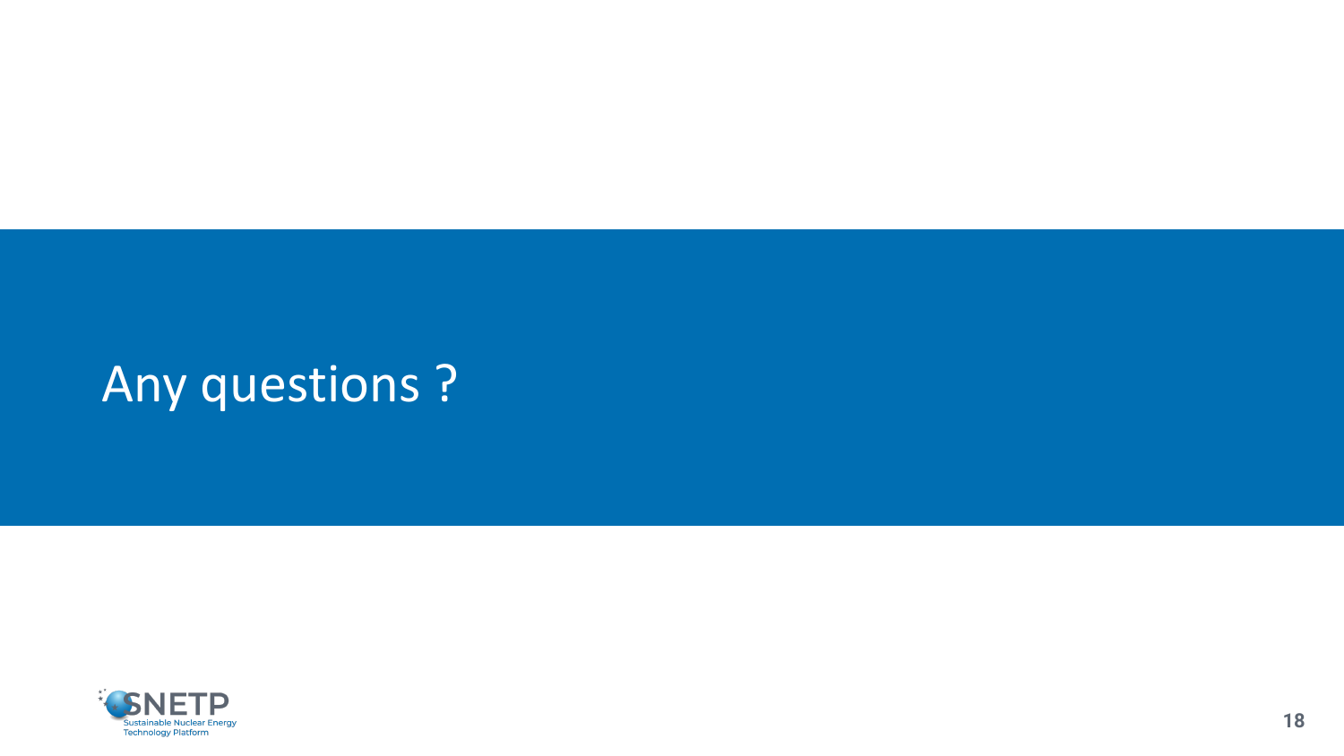# Any questions ?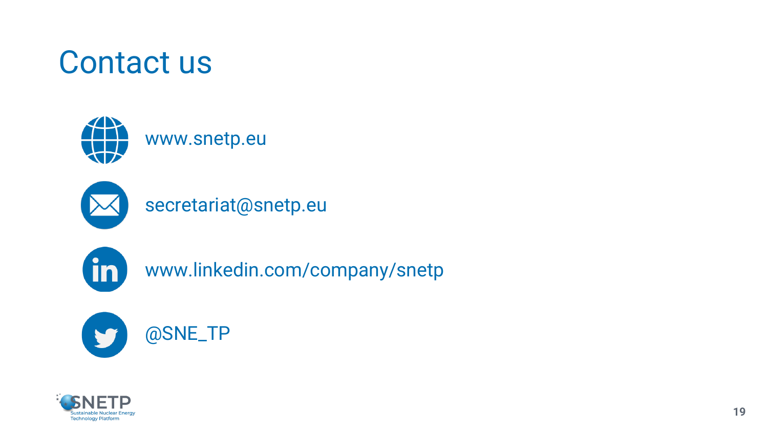# Contact us

www.snetp.eu

secretariat@snetp.eu

www.linkedin.com/company/snetp

@SNE_TP

SNETP
Sustainable Nuclear Energy Technology Platform